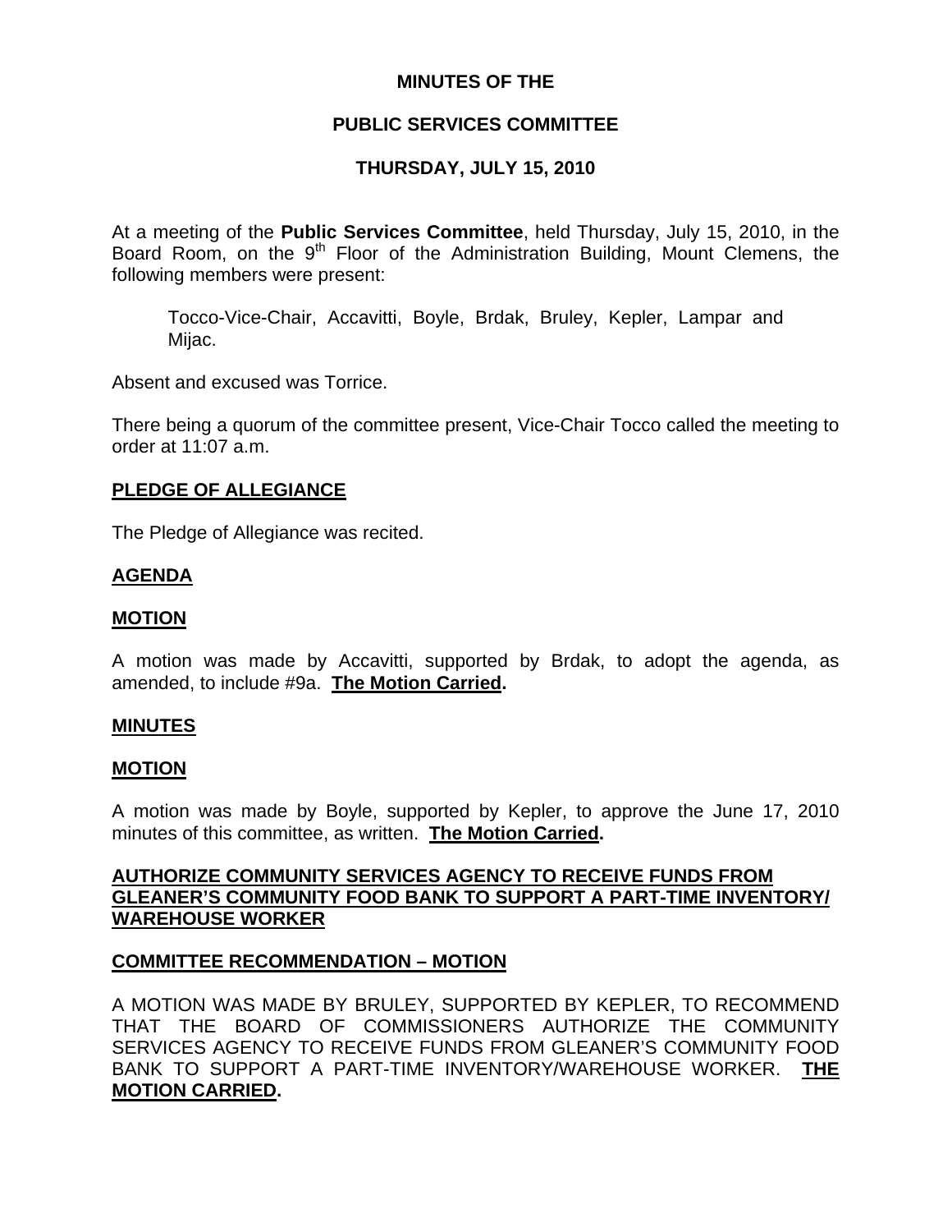# MINUTES OF THE

## PUBLIC SERVICES COMMITTEE

### THURSDAY, JULY 15, 2010

At a meeting of the **Public Services Committee**, held Thursday, July 15, 2010, in the Board Room, on the 9th Floor of the Administration Building, Mount Clemens, the following members were present:

> Tocco-Vice-Chair, Accavitti, Boyle, Brdak, Bruley, Kepler, Lampar and Mijac.

Absent and excused was Torrice.

There being a quorum of the committee present, Vice-Chair Tocco called the meeting to order at 11:07 a.m.

**PLEDGE OF ALLEGIANCE**

The Pledge of Allegiance was recited.

**AGENDA**

**MOTION**

A motion was made by Accavitti, supported by Brdak, to adopt the agenda, as amended, to include #9a. **The Motion Carried.**

**MINUTES**

**MOTION**

A motion was made by Boyle, supported by Kepler, to approve the June 17, 2010 minutes of this committee, as written. **The Motion Carried.**

**AUTHORIZE COMMUNITY SERVICES AGENCY TO RECEIVE FUNDS FROM GLEANER'S COMMUNITY FOOD BANK TO SUPPORT A PART-TIME INVENTORY/ WAREHOUSE WORKER**

**COMMITTEE RECOMMENDATION – MOTION**

A MOTION WAS MADE BY BRULEY, SUPPORTED BY KEPLER, TO RECOMMEND THAT THE BOARD OF COMMISSIONERS AUTHORIZE THE COMMUNITY SERVICES AGENCY TO RECEIVE FUNDS FROM GLEANER'S COMMUNITY FOOD BANK TO SUPPORT A PART-TIME INVENTORY/WAREHOUSE WORKER. **THE MOTION CARRIED.**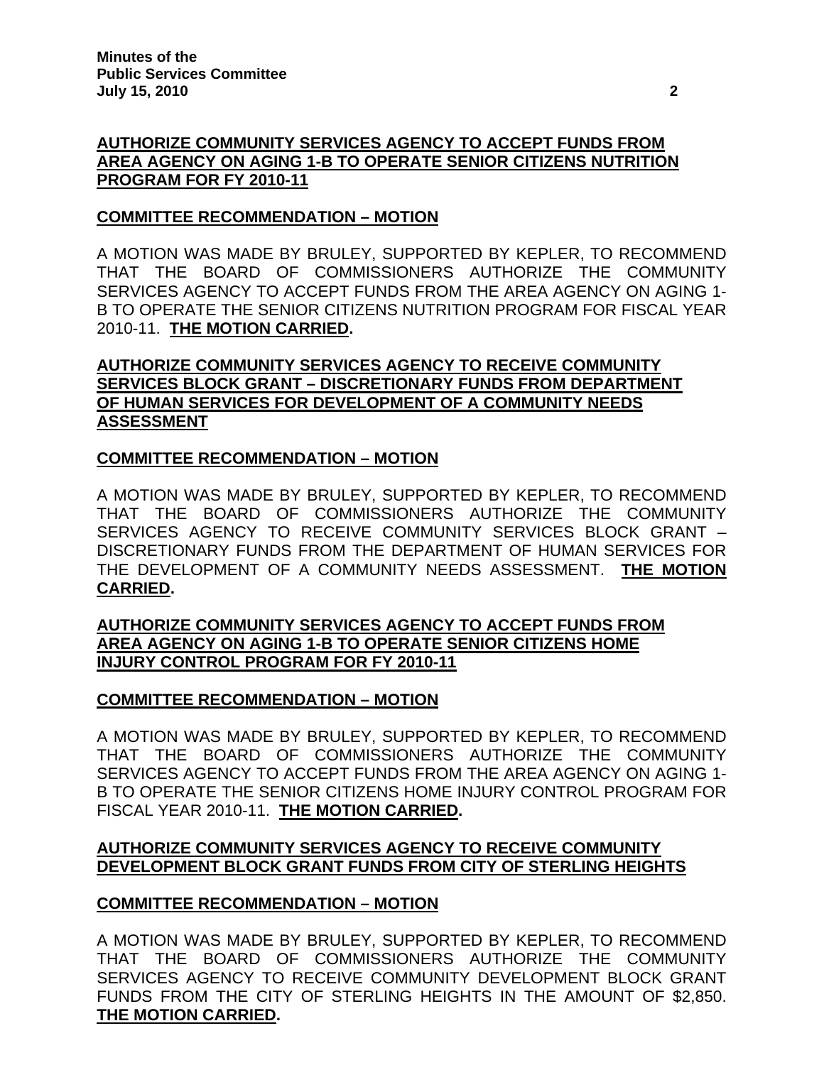**AUTHORIZE COMMUNITY SERVICES AGENCY TO ACCEPT FUNDS FROM AREA AGENCY ON AGING 1-B TO OPERATE SENIOR CITIZENS NUTRITION PROGRAM FOR FY 2010-11**

**COMMITTEE RECOMMENDATION – MOTION**

A MOTION WAS MADE BY BRULEY, SUPPORTED BY KEPLER, TO RECOMMEND THAT THE BOARD OF COMMISSIONERS AUTHORIZE THE COMMUNITY SERVICES AGENCY TO ACCEPT FUNDS FROM THE AREA AGENCY ON AGING 1-B TO OPERATE THE SENIOR CITIZENS NUTRITION PROGRAM FOR FISCAL YEAR 2010-11. **THE MOTION CARRIED.**

**AUTHORIZE COMMUNITY SERVICES AGENCY TO RECEIVE COMMUNITY SERVICES BLOCK GRANT – DISCRETIONARY FUNDS FROM DEPARTMENT OF HUMAN SERVICES FOR DEVELOPMENT OF A COMMUNITY NEEDS ASSESSMENT**

**COMMITTEE RECOMMENDATION – MOTION**

A MOTION WAS MADE BY BRULEY, SUPPORTED BY KEPLER, TO RECOMMEND THAT THE BOARD OF COMMISSIONERS AUTHORIZE THE COMMUNITY SERVICES AGENCY TO RECEIVE COMMUNITY SERVICES BLOCK GRANT – DISCRETIONARY FUNDS FROM THE DEPARTMENT OF HUMAN SERVICES FOR THE DEVELOPMENT OF A COMMUNITY NEEDS ASSESSMENT. **THE MOTION CARRIED.**

**AUTHORIZE COMMUNITY SERVICES AGENCY TO ACCEPT FUNDS FROM AREA AGENCY ON AGING 1-B TO OPERATE SENIOR CITIZENS HOME INJURY CONTROL PROGRAM FOR FY 2010-11**

**COMMITTEE RECOMMENDATION – MOTION**

A MOTION WAS MADE BY BRULEY, SUPPORTED BY KEPLER, TO RECOMMEND THAT THE BOARD OF COMMISSIONERS AUTHORIZE THE COMMUNITY SERVICES AGENCY TO ACCEPT FUNDS FROM THE AREA AGENCY ON AGING 1-B TO OPERATE THE SENIOR CITIZENS HOME INJURY CONTROL PROGRAM FOR FISCAL YEAR 2010-11. **THE MOTION CARRIED.**

**AUTHORIZE COMMUNITY SERVICES AGENCY TO RECEIVE COMMUNITY DEVELOPMENT BLOCK GRANT FUNDS FROM CITY OF STERLING HEIGHTS**

**COMMITTEE RECOMMENDATION – MOTION**

A MOTION WAS MADE BY BRULEY, SUPPORTED BY KEPLER, TO RECOMMEND THAT THE BOARD OF COMMISSIONERS AUTHORIZE THE COMMUNITY SERVICES AGENCY TO RECEIVE COMMUNITY DEVELOPMENT BLOCK GRANT FUNDS FROM THE CITY OF STERLING HEIGHTS IN THE AMOUNT OF $2,850. **THE MOTION CARRIED.**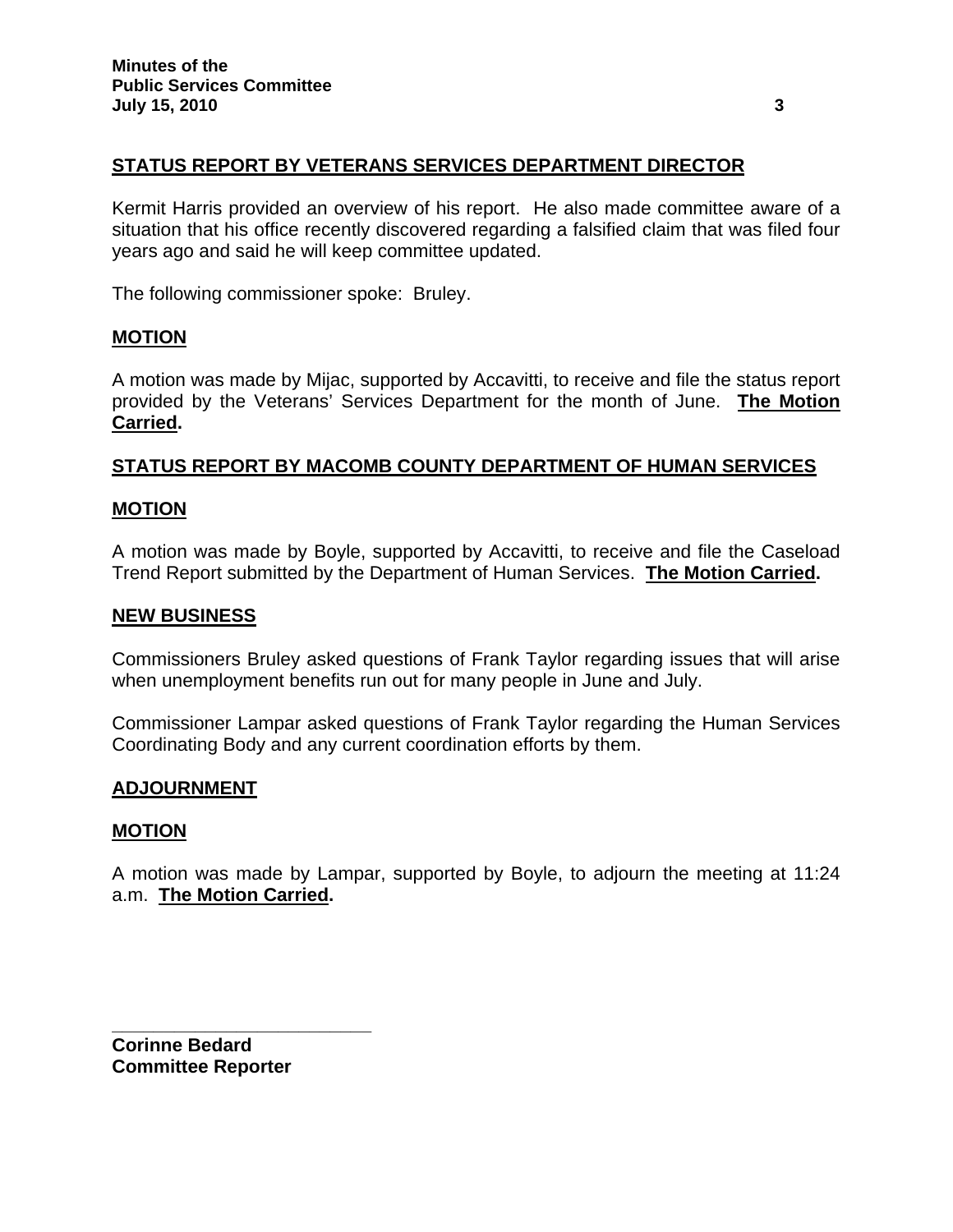## STATUS REPORT BY VETERANS SERVICES DEPARTMENT DIRECTOR

Kermit Harris provided an overview of his report. He also made committee aware of a situation that his office recently discovered regarding a falsified claim that was filed four years ago and said he will keep committee updated.

The following commissioner spoke: Bruley.

## MOTION

A motion was made by Mijac, supported by Accavitti, to receive and file the status report provided by the Veterans' Services Department for the month of June. **The Motion Carried.**

## STATUS REPORT BY MACOMB COUNTY DEPARTMENT OF HUMAN SERVICES

## MOTION

A motion was made by Boyle, supported by Accavitti, to receive and file the Caseload Trend Report submitted by the Department of Human Services. **The Motion Carried.**

## NEW BUSINESS

Commissioners Bruley asked questions of Frank Taylor regarding issues that will arise when unemployment benefits run out for many people in June and July.

Commissioner Lampar asked questions of Frank Taylor regarding the Human Services Coordinating Body and any current coordination efforts by them.

## ADJOURNMENT

## MOTION

A motion was made by Lampar, supported by Boyle, to adjourn the meeting at 11:24 a.m. **The Motion Carried.**

_________________________

**Corinne Bedard**
**Committee Reporter**